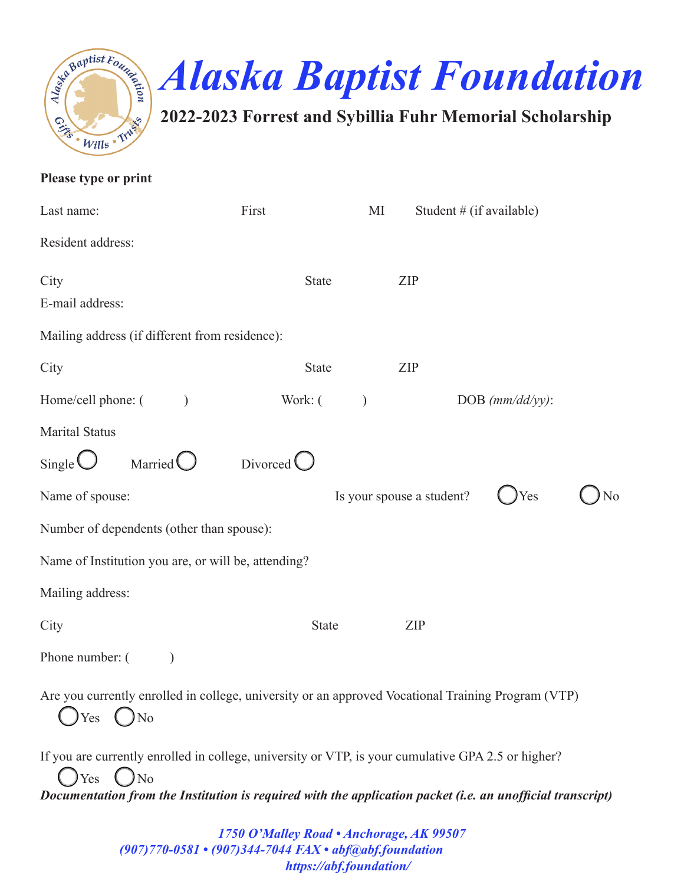# Alaska Baptist Foundation

## 2022-2023 Forrest and Sybillia Fuhr Memorial Scholarship

**Please type or print**

Last name: First MI Student # (if available)

Resident address:

City State ZIP

E-mail address:

Mailing address (if different from residence):

City State ZIP

Home/cell phone: ( ) Work: ( ) DOB *(mm/dd/yy)*:

Marital Status

Single ◯ Married ◯ Divorced ◯

Name of spouse: Is your spouse a student? ◯Yes ◯No

Number of dependents (other than spouse):

Name of Institution you are, or will be, attending?

Mailing address:

City State ZIP

Phone number: ( )

Are you currently enrolled in college, university or an approved Vocational Training Program (VTP)

◯Yes ◯No

If you are currently enrolled in college, university or VTP, is your cumulative GPA 2.5 or higher?

◯Yes ◯No

***Documentation from the Institution is required with the application packet (i.e. an unofficial transcript)***

*1750 O'Malley Road • Anchorage, AK 99507*
*(907)770-0581 • (907)344-7044 FAX • abf@abf.foundation*
*https://abf.foundation/*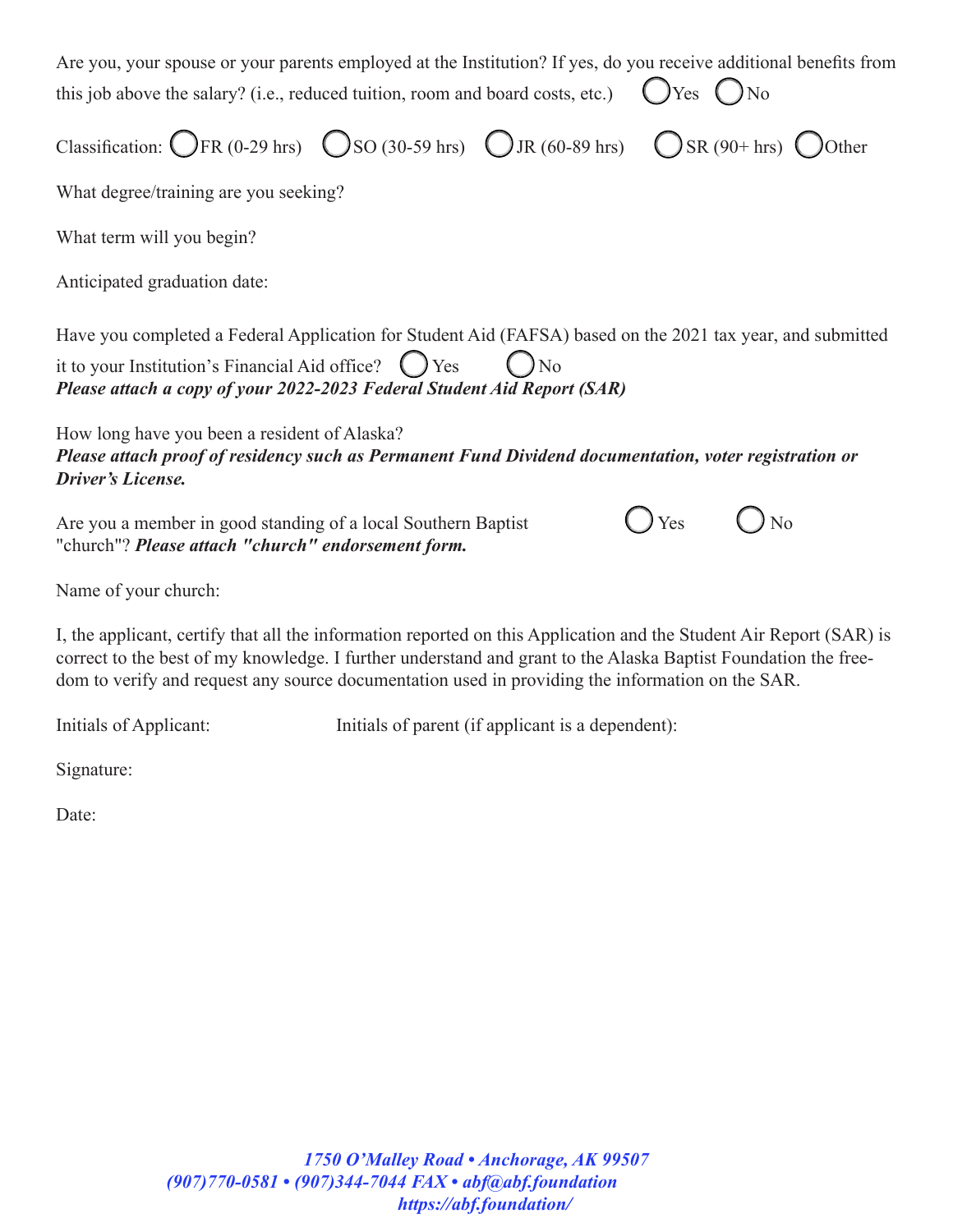Are you, your spouse or your parents employed at the Institution? If yes, do you receive additional benefits from this job above the salary? (i.e., reduced tuition, room and board costs, etc.) ◯ Yes ◯ No

Classification: ◯ FR (0-29 hrs) ◯ SO (30-59 hrs) ◯ JR (60-89 hrs) ◯ SR (90+ hrs) ◯ Other

What degree/training are you seeking?

What term will you begin?

Anticipated graduation date:

Have you completed a Federal Application for Student Aid (FAFSA) based on the 2021 tax year, and submitted it to your Institution's Financial Aid office? ◯ Yes ◯ No
***Please attach a copy of your 2022-2023 Federal Student Aid Report (SAR)***

How long have you been a resident of Alaska?
***Please attach proof of residency such as Permanent Fund Dividend documentation, voter registration or Driver's License.***

Are you a member in good standing of a local Southern Baptist "church"? ***Please attach "church" endorsement form.*** ◯ Yes ◯ No

Name of your church:

I, the applicant, certify that all the information reported on this Application and the Student Air Report (SAR) is correct to the best of my knowledge. I further understand and grant to the Alaska Baptist Foundation the freedom to verify and request any source documentation used in providing the information on the SAR.

Initials of Applicant: Initials of parent (if applicant is a dependent):

Signature:

Date:

*1750 O'Malley Road • Anchorage, AK 99507*
*(907)770-0581 • (907)344-7044 FAX • abf@abf.foundation*
*https://abf.foundation/*